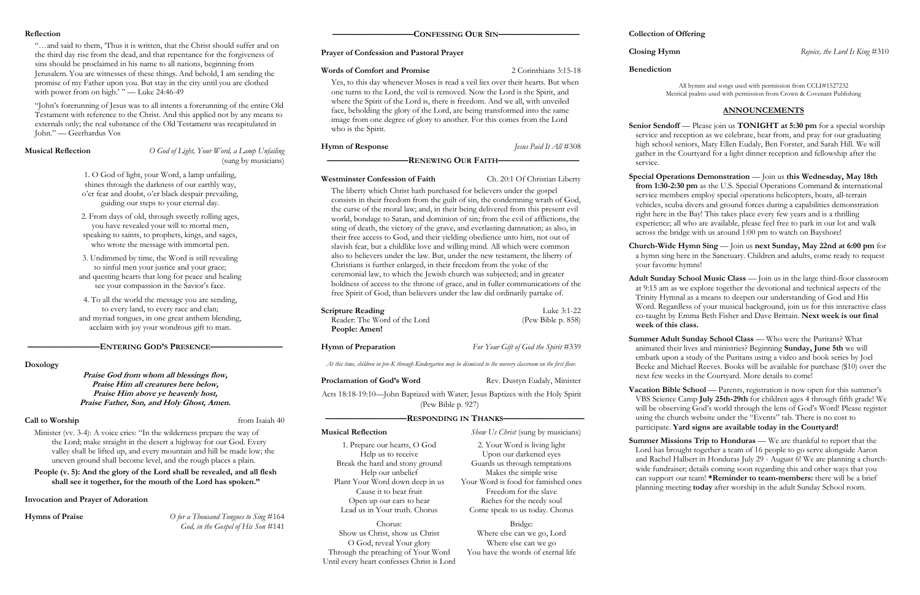## Reflection

"…and said to them, 'Thus it is written, that the Christ should suffer and on the third day rise from the dead, and that repentance for the forgiveness of sins should be proclaimed in his name to all nations, beginning from Jerusalem. You are witnesses of these things. And behold, I am sending the promise of my Father upon you. But stay in the city until you are clothed with power from on high.' " — Luke 24:46-49

"John's forerunning of Jesus was to all intents a forerunning of the entire Old Testament with reference to the Christ. And this applied not by any means to externals only; the real substance of the Old Testament was recapitulated in John." — Geerhardus Vos

**Musical Reflection** — *O God of Light, Your Word, a Lamp Unfailing* (sung by musicians)

1. O God of light, your Word, a lamp unfailing,
shines through the darkness of our earthly way,
o'er fear and doubt, o'er black despair prevailing,
guiding our steps to your eternal day.

2. From days of old, through sweetly rolling ages,
you have revealed your will to mortal men,
speaking to saints, to prophets, kings, and sages,
who wrote the message with immortal pen.

3. Undimmed by time, the Word is still revealing
to sinful men your justice and your grace;
and questing hearts that long for peace and healing
see your compassion in the Savior's face.

4. To all the world the message you are sending,
to every land, to every race and clan;
and myriad tongues, in one great anthem blending,
acclaim with joy your wondrous gift to man.

## ENTERING GOD'S PRESENCE

**Doxology**

***Praise God from whom all blessings flow,
Praise Him all creatures here below,
Praise Him above ye heavenly host,
Praise Father, Son, and Holy Ghost, Amen.***

**Call to Worship** — from Isaiah 40

Minister (vv. 3-4): A voice cries: "In the wilderness prepare the way of the Lord; make straight in the desert a highway for our God. Every valley shall be lifted up, and every mountain and hill be made low; the uneven ground shall become level, and the rough places a plain.

**People (v. 5): And the glory of the Lord shall be revealed, and all flesh shall see it together, for the mouth of the Lord has spoken."**

**Invocation and Prayer of Adoration**

**Hymns of Praise** — *O for a Thousand Tongues to Sing* #164; *God, in the Gospel of His Son* #141

## CONFESSING OUR SIN

**Prayer of Confession and Pastoral Prayer**

**Words of Comfort and Promise** — 2 Corinthians 3:15-18

Yes, to this day whenever Moses is read a veil lies over their hearts. But when one turns to the Lord, the veil is removed. Now the Lord is the Spirit, and where the Spirit of the Lord is, there is freedom. And we all, with unveiled face, beholding the glory of the Lord, are being transformed into the same image from one degree of glory to another. For this comes from the Lord who is the Spirit.

**Hymn of Response** — *Jesus Paid It All* #308

## RENEWING OUR FAITH

**Westminster Confession of Faith** — Ch. 20:1 Of Christian Liberty

The liberty which Christ hath purchased for believers under the gospel consists in their freedom from the guilt of sin, the condemning wrath of God, the curse of the moral law; and, in their being delivered from this present evil world, bondage to Satan, and dominion of sin; from the evil of afflictions, the sting of death, the victory of the grave, and everlasting damnation; as also, in their free access to God, and their yielding obedience unto him, not out of slavish fear, but a childlike love and willing mind. All which were common also to believers under the law. But, under the new testament, the liberty of Christians is further enlarged, in their freedom from the yoke of the ceremonial law, to which the Jewish church was subjected; and in greater boldness of access to the throne of grace, and in fuller communications of the free Spirit of God, than believers under the law did ordinarily partake of.

**Scripture Reading** — Luke 3:1-22 (Pew Bible p. 858)
Reader: The Word of the Lord
**People: Amen!**

**Hymn of Preparation** — *For Your Gift of God the Spirit* #339

*At this time, children in pre-K through Kindergarten may be dismissed to the nursery classroom on the first floor.*

**Proclamation of God's Word** — Rev. Dustyn Eudaly, Minister

Acts 18:18-19:10—John Baptized with Water; Jesus Baptizes with the Holy Spirit (Pew Bible p. 927)

## RESPONDING IN THANKS

**Musical Reflection** — *Show Us Christ* (sung by musicians)

1. Prepare our hearts, O God
Help us to receive
Break the hard and stony ground
Help our unbelief
Plant Your Word down deep in us
Cause it to bear fruit
Open up our ears to hear
Lead us in Your truth. Chorus

2. Your Word is living light
Upon our darkened eyes
Guards us through temptations
Makes the simple wise
Your Word is food for famished ones
Freedom for the slave
Riches for the needy soul
Come speak to us today. Chorus

Chorus:
Show us Christ, show us Christ
O God, reveal Your glory
Through the preaching of Your Word
Until every heart confesses Christ is Lord

Bridge:
Where else can we go, Lord
Where else can we go
You have the words of eternal life

**Collection of Offering**

**Closing Hymn** — *Rejoice, the Lord Is King* #310

**Benediction**

All hymns and songs used with permission from CCLI#1527232
Metrical psalms used with permission from Crown & Covenant Publishing

## ANNOUNCEMENTS

**Senior Sendoff** — Please join us **TONIGHT at 5:30 pm** for a special worship service and reception as we celebrate, hear from, and pray for our graduating high school seniors, Mary Ellen Eudaly, Ben Forster, and Sarah Hill. We will gather in the Courtyard for a light dinner reception and fellowship after the service.

**Special Operations Demonstration** — Join us **this Wednesday, May 18th from 1:30-2:30 pm** as the U.S. Special Operations Command & international service members employ special operations helicopters, boats, all-terrain vehicles, scuba divers and ground forces during a capabilities demonstration right here in the Bay! This takes place every few years and is a thrilling experience; all who are available, please feel free to park in our lot and walk across the bridge with us around 1:00 pm to watch on Bayshore!

**Church-Wide Hymn Sing** — Join us **next Sunday, May 22nd at 6:00 pm** for a hymn sing here in the Sanctuary. Children and adults, come ready to request your favorite hymns!

**Adult Sunday School Music Class** — Join us in the large third-floor classroom at 9:15 am as we explore together the devotional and technical aspects of the Trinity Hymnal as a means to deepen our understanding of God and His Word. Regardless of your musical background, join us for this interactive class co-taught by Emma Beth Fisher and Dave Brittain. **Next week is our final week of this class.**

**Summer Adult Sunday School Class** — Who were the Puritans? What animated their lives and ministries? Beginning **Sunday, June 5th** we will embark upon a study of the Puritans using a video and book series by Joel Beeke and Michael Reeves. Books will be available for purchase ($10) over the next few weeks in the Courtyard. More details to come!

**Vacation Bible School** — Parents, registration is now open for this summer's VBS Science Camp **July 25th-29th** for children ages 4 through fifth grade! We will be observing God's world through the lens of God's Word! Please register using the church website under the "Events" tab. There is no cost to participate. **Yard signs are available today in the Courtyard!**

**Summer Missions Trip to Honduras** — We are thankful to report that the Lord has brought together a team of 16 people to go serve alongside Aaron and Rachel Halbert in Honduras July 29 - August 6! We are planning a church-wide fundraiser; details coming soon regarding this and other ways that you can support our team! ***Reminder to team-members:** there will be a brief planning meeting **today** after worship in the adult Sunday School room.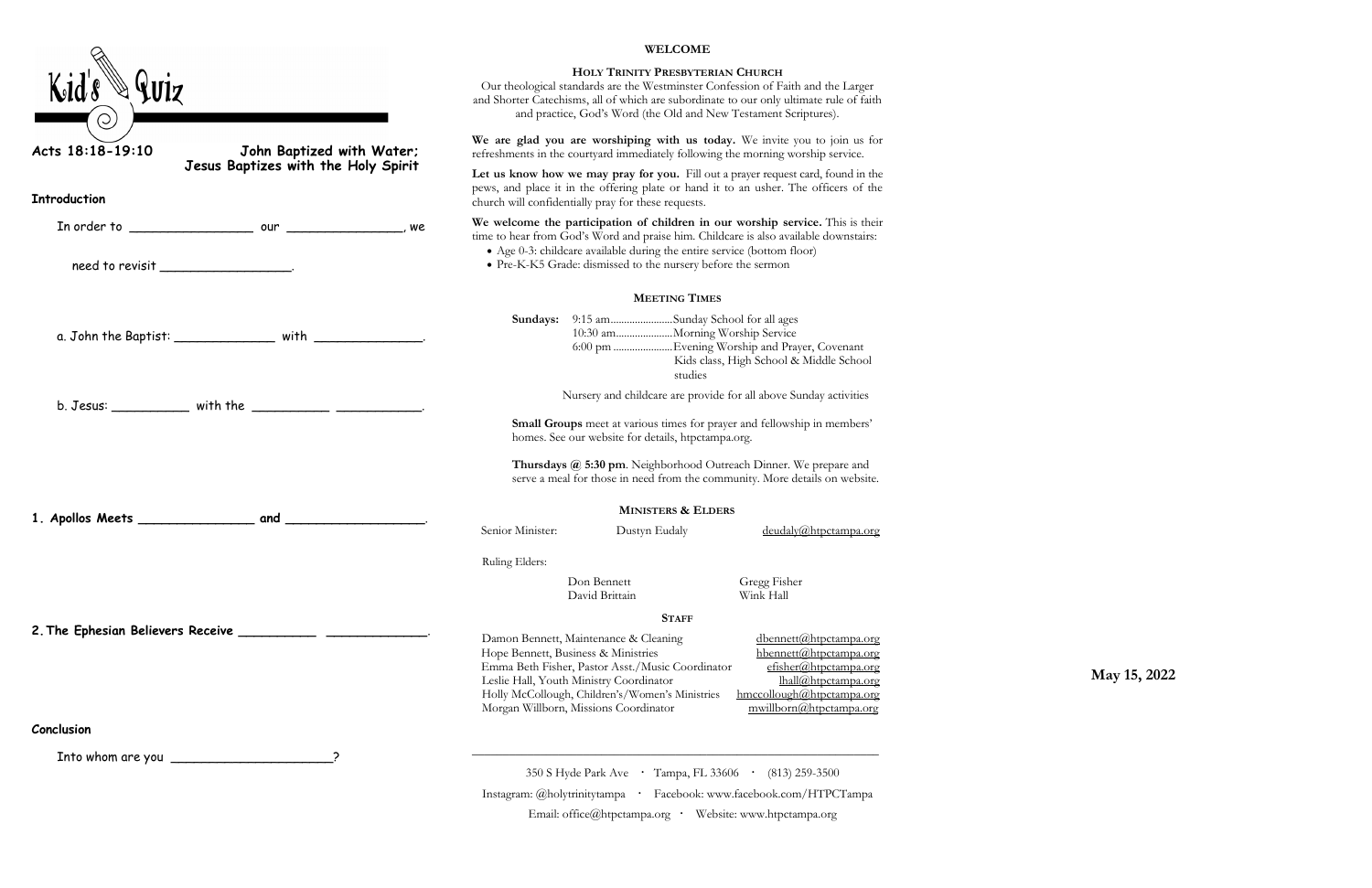# Kid's Quiz

**Acts 18:18-19:10** **John Baptized with Water; Jesus Baptizes with the Holy Spirit**

**Introduction**

In order to ________________ our ________________, we need to revisit _________________.

a. John the Baptist: _____________ with ______________.

b. Jesus: __________ with the __________ ___________.

**1. Apollos Meets _______________ and _________________.**

**2. The Ephesian Believers Receive __________ _____________.**

**Conclusion**

Into whom are you _____________________?

## WELCOME

### HOLY TRINITY PRESBYTERIAN CHURCH

Our theological standards are the Westminster Confession of Faith and the Larger and Shorter Catechisms, all of which are subordinate to our only ultimate rule of faith and practice, God's Word (the Old and New Testament Scriptures).

**We are glad you are worshiping with us today.** We invite you to join us for refreshments in the courtyard immediately following the morning worship service.

**Let us know how we may pray for you.** Fill out a prayer request card, found in the pews, and place it in the offering plate or hand it to an usher. The officers of the church will confidentially pray for these requests.

**We welcome the participation of children in our worship service.** This is their time to hear from God's Word and praise him. Childcare is also available downstairs:

- Age 0-3: childcare available during the entire service (bottom floor)
- Pre-K-K5 Grade: dismissed to the nursery before the sermon

### MEETING TIMES

**Sundays:**
- 9:15 am....................... Sunday School for all ages
- 10:30 am..................... Morning Worship Service
- 6:00 pm ...................... Evening Worship and Prayer, Covenant Kids class, High School & Middle School studies

Nursery and childcare are provide for all above Sunday activities

**Small Groups** meet at various times for prayer and fellowship in members' homes. See our website for details, htpctampa.org.

**Thursdays @ 5:30 pm**. Neighborhood Outreach Dinner. We prepare and serve a meal for those in need from the community. More details on website.

### MINISTERS & ELDERS

Senior Minister: Dustyn Eudaly deudaly@htpctampa.org

Ruling Elders:

Don Bennett
David Brittain
Gregg Fisher
Wink Hall

### STAFF

| | |
|---|---|
| Damon Bennett, Maintenance & Cleaning | dbennett@htpctampa.org |
| Hope Bennett, Business & Ministries | hbennett@htpctampa.org |
| Emma Beth Fisher, Pastor Asst./Music Coordinator | efisher@htpctampa.org |
| Leslie Hall, Youth Ministry Coordinator | lhall@htpctampa.org |
| Holly McCollough, Children's/Women's Ministries | hmccollough@htpctampa.org |
| Morgan Willborn, Missions Coordinator | mwillborn@htpctampa.org |

350 S Hyde Park Ave · Tampa, FL 33606 · (813) 259-3500

Instagram: @holytrinitytampa · Facebook: www.facebook.com/HTPCTampa

Email: office@htpctampa.org · Website: www.htpctampa.org

**May 15, 2022**